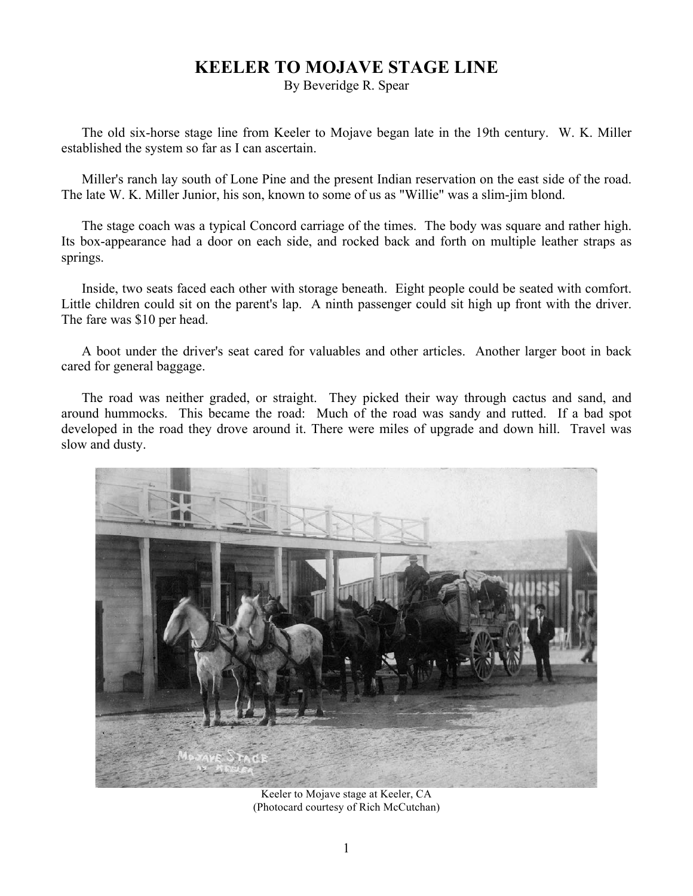# KEELER TO MOJAVE STAGE LINE

By Beveridge R. Spear

The old six-horse stage line from Keeler to Mojave began late in the 19th century. W. K. Miller established the system so far as I can ascertain.

Miller's ranch lay south of Lone Pine and the present Indian reservation on the east side of the road. The late W. K. Miller Junior, his son, known to some of us as "Willie" was a slim-jim blond.

The stage coach was a typical Concord carriage of the times. The body was square and rather high. Its box-appearance had a door on each side, and rocked back and forth on multiple leather straps as springs.

Inside, two seats faced each other with storage beneath. Eight people could be seated with comfort. Little children could sit on the parent's lap. A ninth passenger could sit high up front with the driver. The fare was $10 per head.

A boot under the driver's seat cared for valuables and other articles. Another larger boot in back cared for general baggage.

The road was neither graded, or straight. They picked their way through cactus and sand, and around hummocks. This became the road: Much of the road was sandy and rutted. If a bad spot developed in the road they drove around it. There were miles of upgrade and down hill. Travel was slow and dusty.

Keeler to Mojave stage at Keeler, CA
(Photocard courtesy of Rich McCutchan)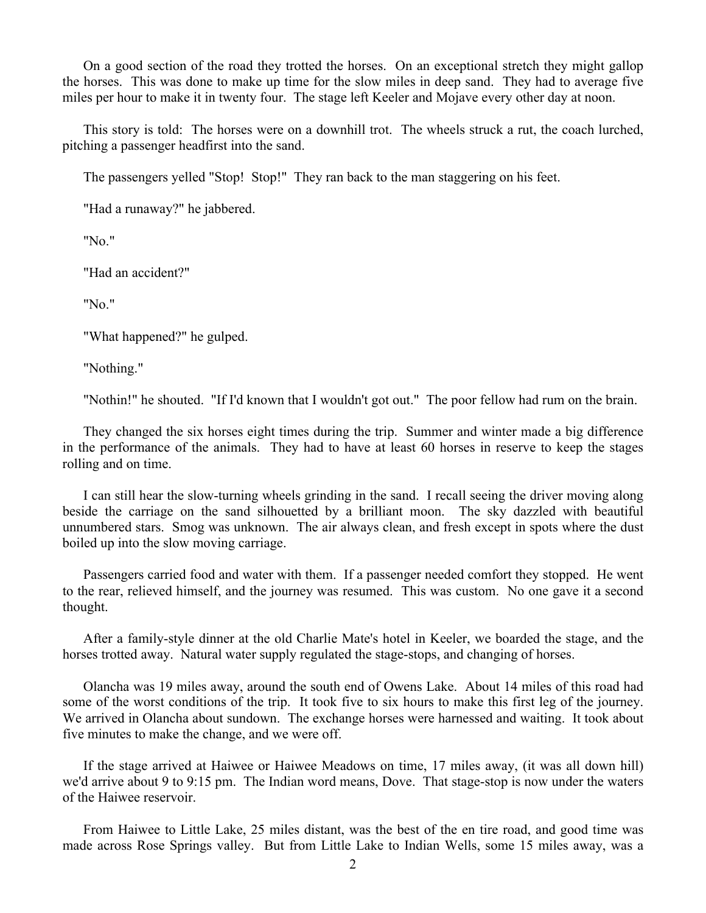On a good section of the road they trotted the horses. On an exceptional stretch they might gallop the horses. This was done to make up time for the slow miles in deep sand. They had to average five miles per hour to make it in twenty four. The stage left Keeler and Mojave every other day at noon.

This story is told: The horses were on a downhill trot. The wheels struck a rut, the coach lurched, pitching a passenger headfirst into the sand.

The passengers yelled "Stop! Stop!" They ran back to the man staggering on his feet.

"Had a runaway?" he jabbered.

"No."

"Had an accident?"

"No."

"What happened?" he gulped.

"Nothing."

"Nothin!" he shouted. "If I'd known that I wouldn't got out." The poor fellow had rum on the brain.

They changed the six horses eight times during the trip. Summer and winter made a big difference in the performance of the animals. They had to have at least 60 horses in reserve to keep the stages rolling and on time.

I can still hear the slow-turning wheels grinding in the sand. I recall seeing the driver moving along beside the carriage on the sand silhouetted by a brilliant moon. The sky dazzled with beautiful unnumbered stars. Smog was unknown. The air always clean, and fresh except in spots where the dust boiled up into the slow moving carriage.

Passengers carried food and water with them. If a passenger needed comfort they stopped. He went to the rear, relieved himself, and the journey was resumed. This was custom. No one gave it a second thought.

After a family-style dinner at the old Charlie Mate's hotel in Keeler, we boarded the stage, and the horses trotted away. Natural water supply regulated the stage-stops, and changing of horses.

Olancha was 19 miles away, around the south end of Owens Lake. About 14 miles of this road had some of the worst conditions of the trip. It took five to six hours to make this first leg of the journey. We arrived in Olancha about sundown. The exchange horses were harnessed and waiting. It took about five minutes to make the change, and we were off.

If the stage arrived at Haiwee or Haiwee Meadows on time, 17 miles away, (it was all down hill) we'd arrive about 9 to 9:15 pm. The Indian word means, Dove. That stage-stop is now under the waters of the Haiwee reservoir.

From Haiwee to Little Lake, 25 miles distant, was the best of the en tire road, and good time was made across Rose Springs valley. But from Little Lake to Indian Wells, some 15 miles away, was a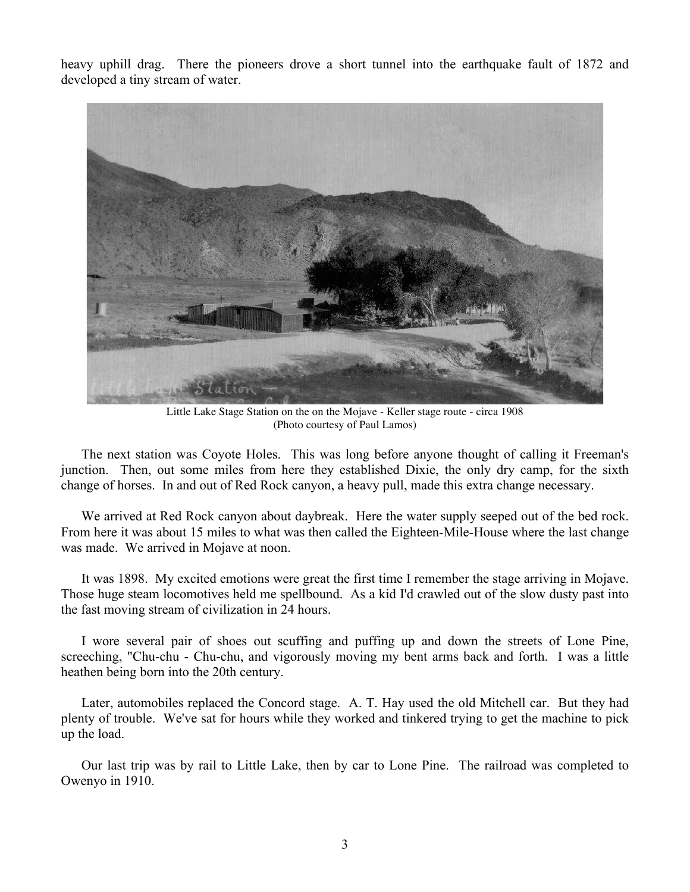heavy uphill drag. There the pioneers drove a short tunnel into the earthquake fault of 1872 and developed a tiny stream of water.

Little Lake Stage Station on the on the Mojave - Keller stage route - circa 1908
(Photo courtesy of Paul Lamos)

The next station was Coyote Holes. This was long before anyone thought of calling it Freeman's junction. Then, out some miles from here they established Dixie, the only dry camp, for the sixth change of horses. In and out of Red Rock canyon, a heavy pull, made this extra change necessary.

We arrived at Red Rock canyon about daybreak. Here the water supply seeped out of the bed rock. From here it was about 15 miles to what was then called the Eighteen-Mile-House where the last change was made. We arrived in Mojave at noon.

It was 1898. My excited emotions were great the first time I remember the stage arriving in Mojave. Those huge steam locomotives held me spellbound. As a kid I'd crawled out of the slow dusty past into the fast moving stream of civilization in 24 hours.

I wore several pair of shoes out scuffing and puffing up and down the streets of Lone Pine, screeching, "Chu-chu - Chu-chu, and vigorously moving my bent arms back and forth. I was a little heathen being born into the 20th century.

Later, automobiles replaced the Concord stage. A. T. Hay used the old Mitchell car. But they had plenty of trouble. We've sat for hours while they worked and tinkered trying to get the machine to pick up the load.

Our last trip was by rail to Little Lake, then by car to Lone Pine. The railroad was completed to Owenyo in 1910.